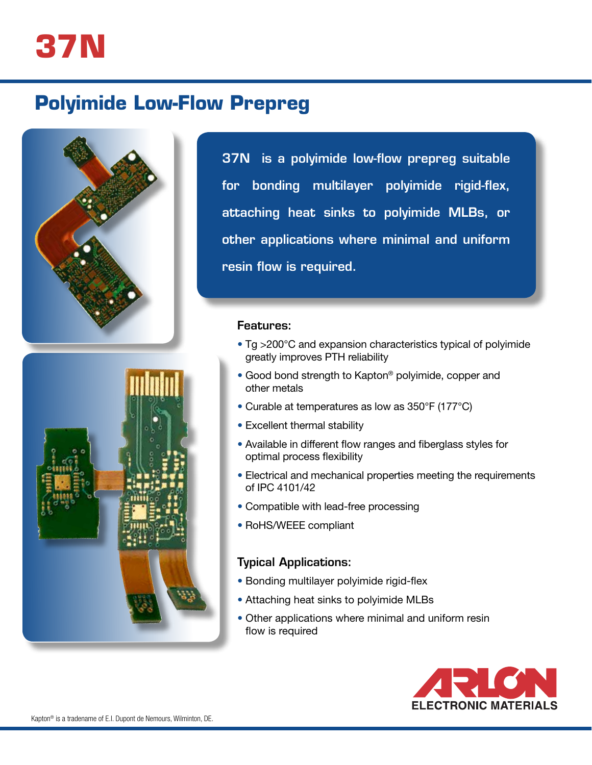# 37N

## Polyimide Low-Flow Prepreg

**37N is a polyimide low-flow prepreg suitable for bonding multilayer polyimide rigid-flex, attaching heat sinks to polyimide MLBs, or other applications where minimal and uniform resin flow is required.**

### Features:

- Tg >200°C and expansion characteristics typical of polyimide greatly improves PTH reliability
- Good bond strength to Kapton® polyimide, copper and other metals
- Curable at temperatures as low as 350°F (177°C)
- Excellent thermal stability
- Available in different flow ranges and fiberglass styles for optimal process flexibility
- Electrical and mechanical properties meeting the requirements of IPC 4101/42
- Compatible with lead-free processing
- RoHS/WEEE compliant

### Typical Applications:

- Bonding multilayer polyimide rigid-flex
- Attaching heat sinks to polyimide MLBs
- Other applications where minimal and uniform resin flow is required

ARLON ELECTRONIC MATERIALS

Kapton® is a tradename of E.I. Dupont de Nemours, Wilminton, DE.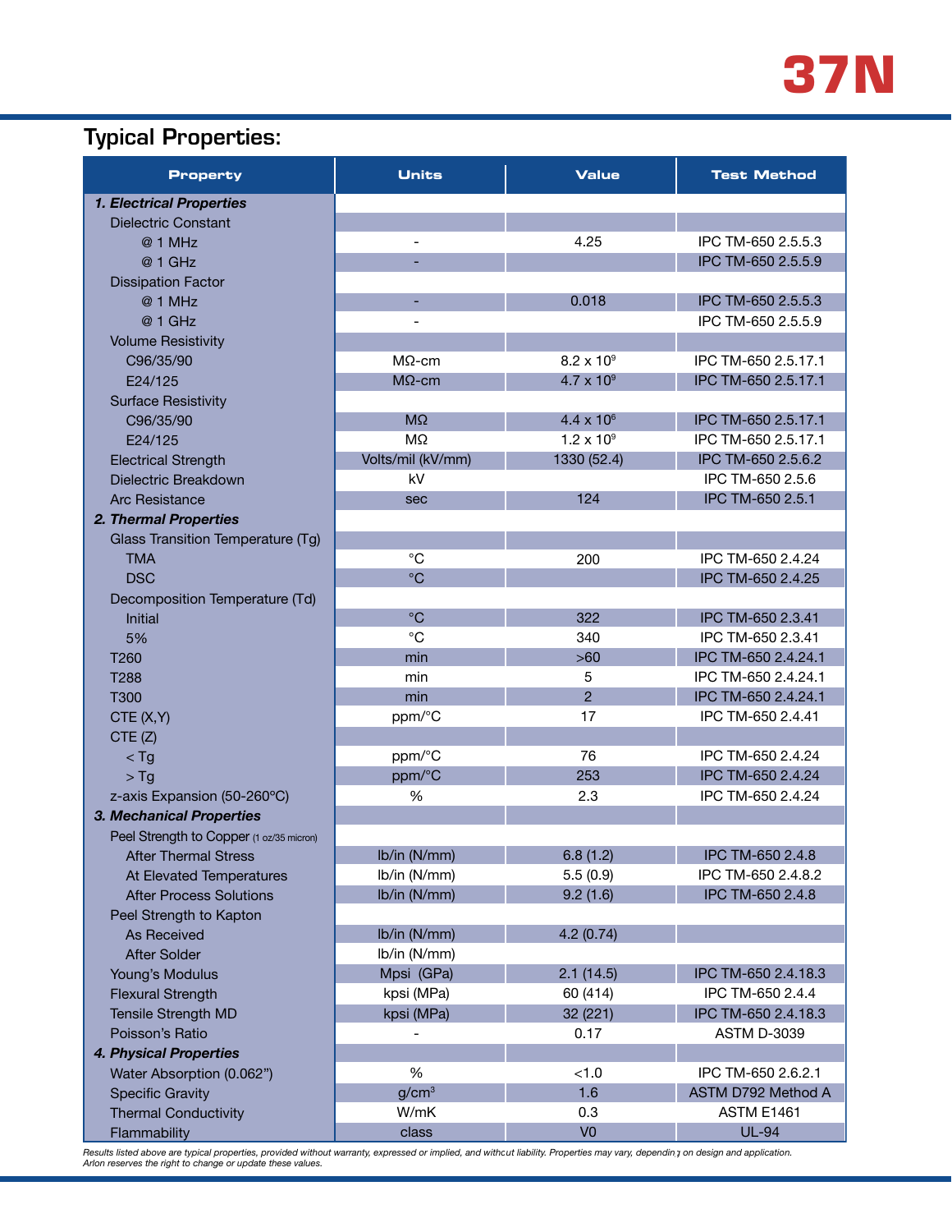37N

## Typical Properties:

| Property | Units | Value | Test Method |
|---|---|---|---|
| ***1. Electrical Properties*** | | | |
| Dielectric Constant | | | |
| @ 1 MHz | - | 4.25 | IPC TM-650 2.5.5.3 |
| @ 1 GHz | - | | IPC TM-650 2.5.5.9 |
| Dissipation Factor | | | |
| @ 1 MHz | - | 0.018 | IPC TM-650 2.5.5.3 |
| @ 1 GHz | - | | IPC TM-650 2.5.5.9 |
| Volume Resistivity | | | |
| C96/35/90 | MΩ-cm | $8.2 \times 10^9$ | IPC TM-650 2.5.17.1 |
| E24/125 | MΩ-cm | $4.7 \times 10^9$ | IPC TM-650 2.5.17.1 |
| Surface Resistivity | | | |
| C96/35/90 | MΩ | $4.4 \times 10^6$ | IPC TM-650 2.5.17.1 |
| E24/125 | MΩ | $1.2 \times 10^9$ | IPC TM-650 2.5.17.1 |
| Electrical Strength | Volts/mil (kV/mm) | 1330 (52.4) | IPC TM-650 2.5.6.2 |
| Dielectric Breakdown | kV | | IPC TM-650 2.5.6 |
| Arc Resistance | sec | 124 | IPC TM-650 2.5.1 |
| ***2. Thermal Properties*** | | | |
| Glass Transition Temperature (Tg) | | | |
| TMA | °C | 200 | IPC TM-650 2.4.24 |
| DSC | °C | | IPC TM-650 2.4.25 |
| Decomposition Temperature (Td) | | | |
| Initial | °C | 322 | IPC TM-650 2.3.41 |
| 5% | °C | 340 | IPC TM-650 2.3.41 |
| T260 | min | >60 | IPC TM-650 2.4.24.1 |
| T288 | min | 5 | IPC TM-650 2.4.24.1 |
| T300 | min | 2 | IPC TM-650 2.4.24.1 |
| CTE (X,Y) | ppm/°C | 17 | IPC TM-650 2.4.41 |
| CTE (Z) | | | |
| < Tg | ppm/°C | 76 | IPC TM-650 2.4.24 |
| > Tg | ppm/°C | 253 | IPC TM-650 2.4.24 |
| z-axis Expansion (50-260°C) | % | 2.3 | IPC TM-650 2.4.24 |
| ***3. Mechanical Properties*** | | | |
| Peel Strength to Copper (1 oz/35 micron) | | | |
| After Thermal Stress | lb/in (N/mm) | 6.8 (1.2) | IPC TM-650 2.4.8 |
| At Elevated Temperatures | lb/in (N/mm) | 5.5 (0.9) | IPC TM-650 2.4.8.2 |
| After Process Solutions | lb/in (N/mm) | 9.2 (1.6) | IPC TM-650 2.4.8 |
| Peel Strength to Kapton | | | |
| As Received | lb/in (N/mm) | 4.2 (0.74) | |
| After Solder | lb/in (N/mm) | | |
| Young's Modulus | Mpsi (GPa) | 2.1 (14.5) | IPC TM-650 2.4.18.3 |
| Flexural Strength | kpsi (MPa) | 60 (414) | IPC TM-650 2.4.4 |
| Tensile Strength MD | kpsi (MPa) | 32 (221) | IPC TM-650 2.4.18.3 |
| Poisson's Ratio | - | 0.17 | ASTM D-3039 |
| ***4. Physical Properties*** | | | |
| Water Absorption (0.062") | % | <1.0 | IPC TM-650 2.6.2.1 |
| Specific Gravity | $g/cm^3$ | 1.6 | ASTM D792 Method A |
| Thermal Conductivity | W/mK | 0.3 | ASTM E1461 |
| Flammability | class | V0 | UL-94 |

*Results listed above are typical properties, provided without warranty, expressed or implied, and without liability. Properties may vary, depending on design and application. Arlon reserves the right to change or update these values.*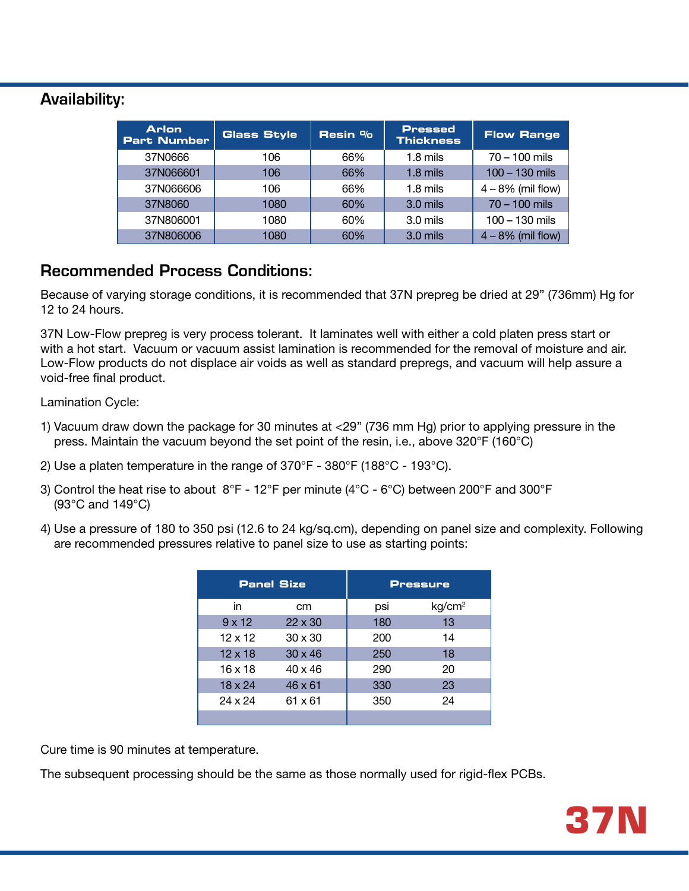## Availability:

| Arlon Part Number | Glass Style | Resin % | Pressed Thickness | Flow Range |
|---|---|---|---|---|
| 37N0666 | 106 | 66% | 1.8 mils | 70 – 100 mils |
| 37N066601 | 106 | 66% | 1.8 mils | 100 – 130 mils |
| 37N066606 | 106 | 66% | 1.8 mils | 4 – 8% (mil flow) |
| 37N8060 | 1080 | 60% | 3.0 mils | 70 – 100 mils |
| 37N806001 | 1080 | 60% | 3.0 mils | 100 – 130 mils |
| 37N806006 | 1080 | 60% | 3.0 mils | 4 – 8% (mil flow) |

## Recommended Process Conditions:

Because of varying storage conditions, it is recommended that 37N prepreg be dried at 29" (736mm) Hg for 12 to 24 hours.

37N Low-Flow prepreg is very process tolerant. It laminates well with either a cold platen press start or with a hot start. Vacuum or vacuum assist lamination is recommended for the removal of moisture and air. Low-Flow products do not displace air voids as well as standard prepregs, and vacuum will help assure a void-free final product.

Lamination Cycle:

1) Vacuum draw down the package for 30 minutes at <29" (736 mm Hg) prior to applying pressure in the press. Maintain the vacuum beyond the set point of the resin, i.e., above 320°F (160°C)

2) Use a platen temperature in the range of 370°F - 380°F (188°C - 193°C).

3) Control the heat rise to about 8°F - 12°F per minute (4°C - 6°C) between 200°F and 300°F (93°C and 149°C)

4) Use a pressure of 180 to 350 psi (12.6 to 24 kg/sq.cm), depending on panel size and complexity. Following are recommended pressures relative to panel size to use as starting points:

| Panel Size | | Pressure | |
|---|---|---|---|
| in | cm | psi | kg/cm$^2$ |
| 9 x 12 | 22 x 30 | 180 | 13 |
| 12 x 12 | 30 x 30 | 200 | 14 |
| 12 x 18 | 30 x 46 | 250 | 18 |
| 16 x 18 | 40 x 46 | 290 | 20 |
| 18 x 24 | 46 x 61 | 330 | 23 |
| 24 x 24 | 61 x 61 | 350 | 24 |

Cure time is 90 minutes at temperature.

The subsequent processing should be the same as those normally used for rigid-flex PCBs.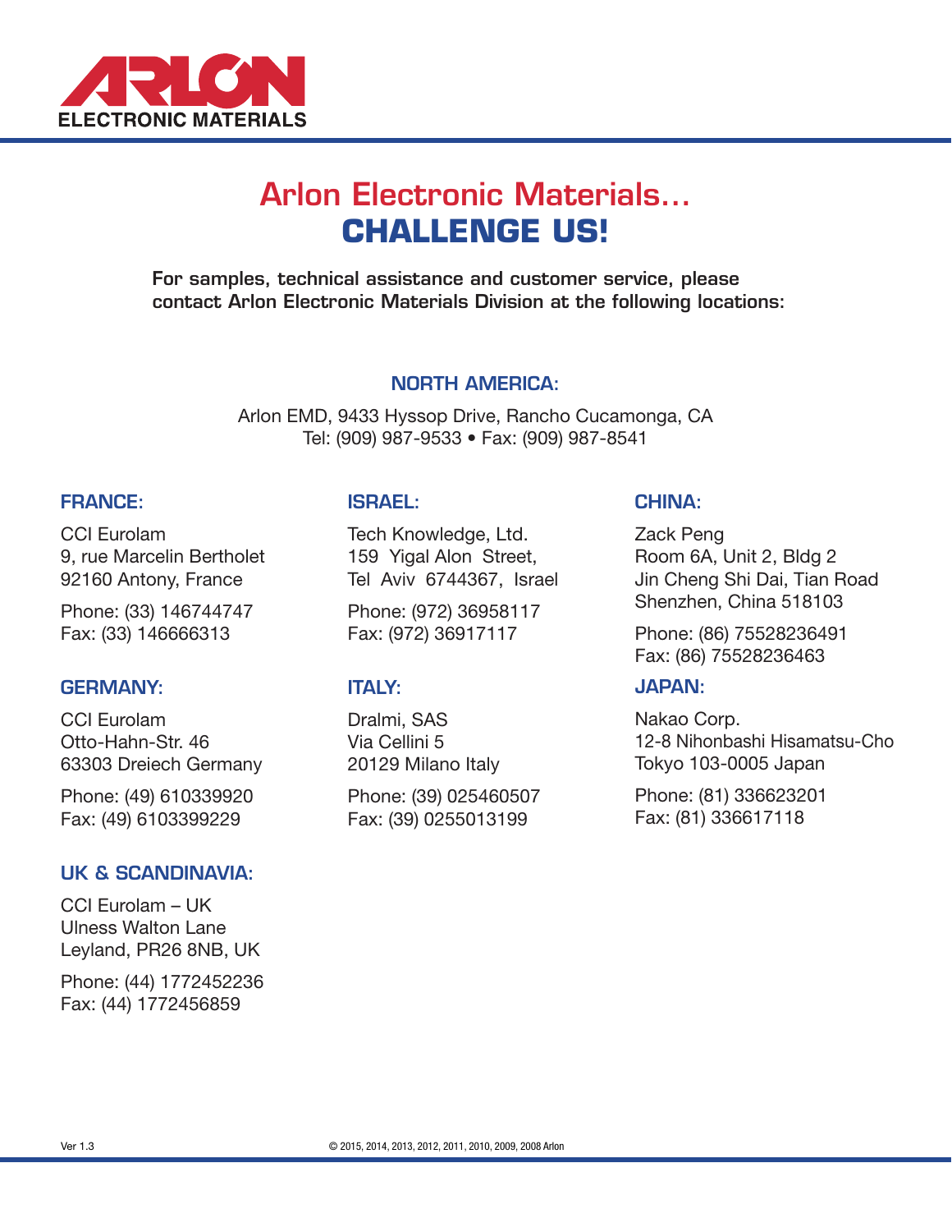ARLON
ELECTRONIC MATERIALS

# Arlon Electronic Materials...
# CHALLENGE US!

**For samples, technical assistance and customer service, please contact Arlon Electronic Materials Division at the following locations:**

### NORTH AMERICA:

Arlon EMD, 9433 Hyssop Drive, Rancho Cucamonga, CA
Tel: (909) 987-9533 • Fax: (909) 987-8541

### FRANCE:

CCI Eurolam
9, rue Marcelin Bertholet
92160 Antony, France

Phone: (33) 146744747
Fax: (33) 146666313

### GERMANY:

CCI Eurolam
Otto-Hahn-Str. 46
63303 Dreiech Germany

Phone: (49) 610339920
Fax: (49) 6103399229

### UK & SCANDINAVIA:

CCI Eurolam – UK
Ulness Walton Lane
Leyland, PR26 8NB, UK

Phone: (44) 1772452236
Fax: (44) 1772456859

### ISRAEL:

Tech Knowledge, Ltd.
159 Yigal Alon Street,
Tel Aviv 6744367, Israel

Phone: (972) 36958117
Fax: (972) 36917117

### ITALY:

Dralmi, SAS
Via Cellini 5
20129 Milano Italy

Phone: (39) 025460507
Fax: (39) 0255013199

### CHINA:

Zack Peng
Room 6A, Unit 2, Bldg 2
Jin Cheng Shi Dai, Tian Road
Shenzhen, China 518103

Phone: (86) 75528236491
Fax: (86) 75528236463

### JAPAN:

Nakao Corp.
12-8 Nihonbashi Hisamatsu-Cho
Tokyo 103-0005 Japan

Phone: (81) 336623201
Fax: (81) 336617118

Ver 1.3

© 2015, 2014, 2013, 2012, 2011, 2010, 2009, 2008 Arlon